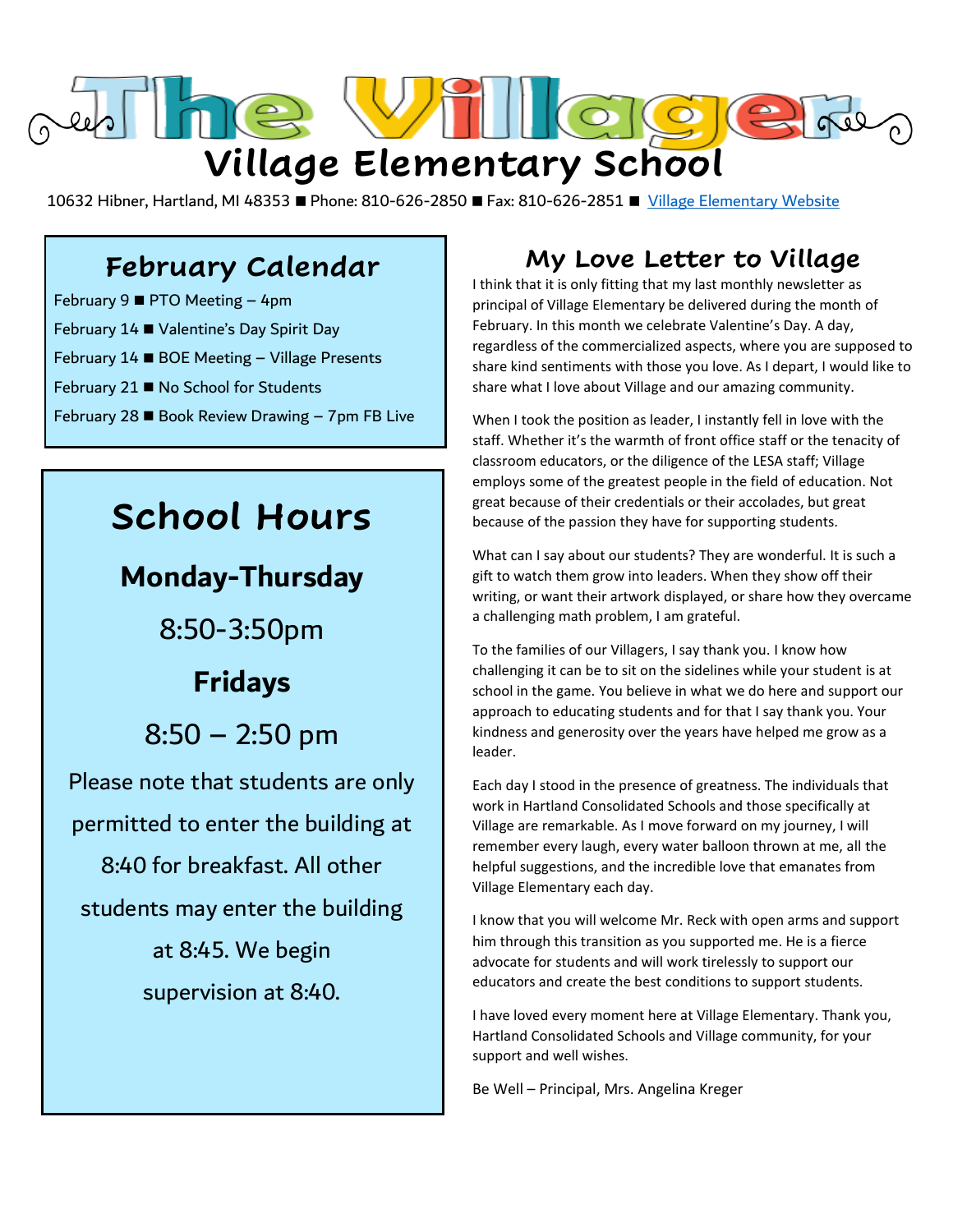# The Villager

## Village Elementary School

10632 Hibner, Hartland, MI 48353 ■ Phone: 810-626-2850 ■ Fax: 810-626-2851 ■ Village Elementary Website

## February Calendar

February 9 ■ PTO Meeting – 4pm
February 14 ■ Valentine's Day Spirit Day
February 14 ■ BOE Meeting – Village Presents
February 21 ■ No School for Students
February 28 ■ Book Review Drawing – 7pm FB Live

## School Hours

**Monday-Thursday**

8:50-3:50pm

**Fridays**

8:50 – 2:50 pm

Please note that students are only permitted to enter the building at 8:40 for breakfast. All other students may enter the building at 8:45. We begin supervision at 8:40.

## My Love Letter to Village

I think that it is only fitting that my last monthly newsletter as principal of Village Elementary be delivered during the month of February. In this month we celebrate Valentine's Day. A day, regardless of the commercialized aspects, where you are supposed to share kind sentiments with those you love. As I depart, I would like to share what I love about Village and our amazing community.

When I took the position as leader, I instantly fell in love with the staff. Whether it's the warmth of front office staff or the tenacity of classroom educators, or the diligence of the LESA staff; Village employs some of the greatest people in the field of education. Not great because of their credentials or their accolades, but great because of the passion they have for supporting students.

What can I say about our students? They are wonderful. It is such a gift to watch them grow into leaders. When they show off their writing, or want their artwork displayed, or share how they overcame a challenging math problem, I am grateful.

To the families of our Villagers, I say thank you. I know how challenging it can be to sit on the sidelines while your student is at school in the game. You believe in what we do here and support our approach to educating students and for that I say thank you. Your kindness and generosity over the years have helped me grow as a leader.

Each day I stood in the presence of greatness. The individuals that work in Hartland Consolidated Schools and those specifically at Village are remarkable. As I move forward on my journey, I will remember every laugh, every water balloon thrown at me, all the helpful suggestions, and the incredible love that emanates from Village Elementary each day.

I know that you will welcome Mr. Reck with open arms and support him through this transition as you supported me. He is a fierce advocate for students and will work tirelessly to support our educators and create the best conditions to support students.

I have loved every moment here at Village Elementary. Thank you, Hartland Consolidated Schools and Village community, for your support and well wishes.

Be Well – Principal, Mrs. Angelina Kreger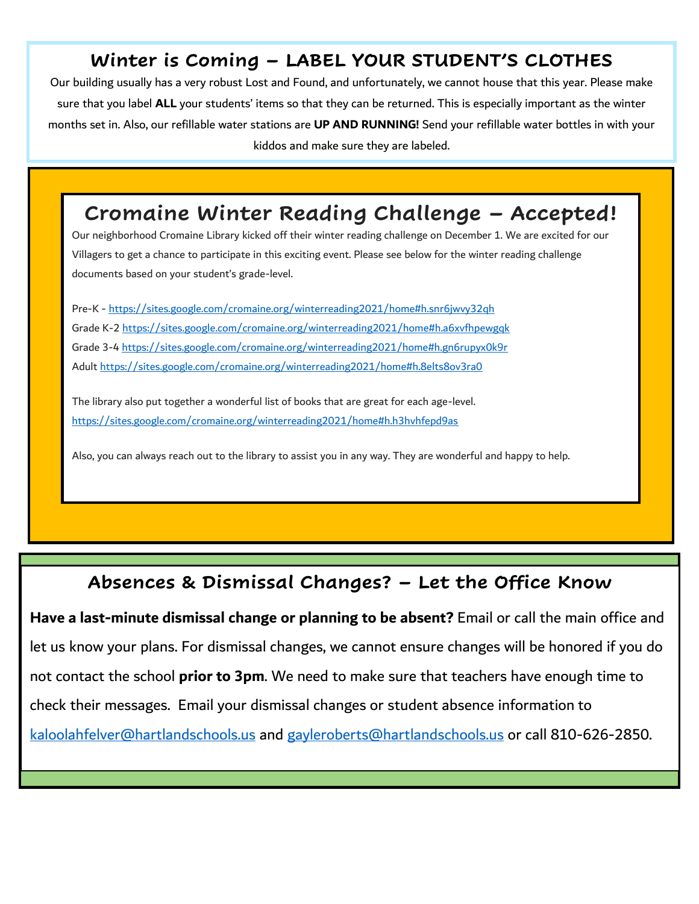## Winter is Coming – LABEL YOUR STUDENT'S CLOTHES

Our building usually has a very robust Lost and Found, and unfortunately, we cannot house that this year. Please make sure that you label **ALL** your students' items so that they can be returned. This is especially important as the winter months set in. Also, our refillable water stations are **UP AND RUNNING!** Send your refillable water bottles in with your kiddos and make sure they are labeled.

## Cromaine Winter Reading Challenge – Accepted!

Our neighborhood Cromaine Library kicked off their winter reading challenge on December 1. We are excited for our Villagers to get a chance to participate in this exciting event. Please see below for the winter reading challenge documents based on your student's grade-level.

Pre-K - https://sites.google.com/cromaine.org/winterreading2021/home#h.snr6jwvy32qh
Grade K-2 https://sites.google.com/cromaine.org/winterreading2021/home#h.a6xvfhpewgqk
Grade 3-4 https://sites.google.com/cromaine.org/winterreading2021/home#h.gn6rupyx0k9r
Adult https://sites.google.com/cromaine.org/winterreading2021/home#h.8elts8ov3ra0

The library also put together a wonderful list of books that are great for each age-level.
https://sites.google.com/cromaine.org/winterreading2021/home#h.h3hvhfepd9as

Also, you can always reach out to the library to assist you in any way. They are wonderful and happy to help.

## Absences & Dismissal Changes? – Let the Office Know

**Have a last-minute dismissal change or planning to be absent?** Email or call the main office and let us know your plans. For dismissal changes, we cannot ensure changes will be honored if you do not contact the school **prior to 3pm**. We need to make sure that teachers have enough time to check their messages. Email your dismissal changes or student absence information to kaloolahfelver@hartlandschools.us and gayleroberts@hartlandschools.us or call 810-626-2850.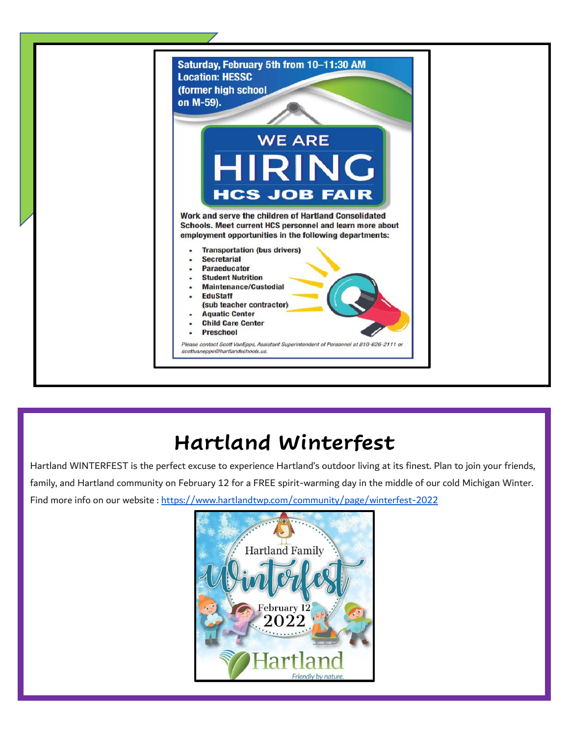Saturday, February 5th from 10–11:30 AM
Location: HESSC
(former high school on M-59).

WE ARE
# HIRING
## HCS JOB FAIR

Work and serve the children of Hartland Consolidated Schools. Meet current HCS personnel and learn more about employment opportunities in the following departments:

- Transportation (bus drivers)
- Secretarial
- Paraeducator
- Student Nutrition
- Maintenance/Custodial
- EduStaff (sub teacher contractor)
- Aquatic Center
- Child Care Center
- Preschool

*Please contact Scott VanEpps, Assistant Superintendent of Personnel at 810-626-2111 or scottvanepps@hartlandschools.us.*

# Hartland Winterfest

Hartland WINTERFEST is the perfect excuse to experience Hartland's outdoor living at its finest. Plan to join your friends, family, and Hartland community on February 12 for a FREE spirit-warming day in the middle of our cold Michigan Winter. Find more info on our website : https://www.hartlandtwp.com/community/page/winterfest-2022

Hartland Family Winterfest
February 12 2022
Hartland
Friendly by nature.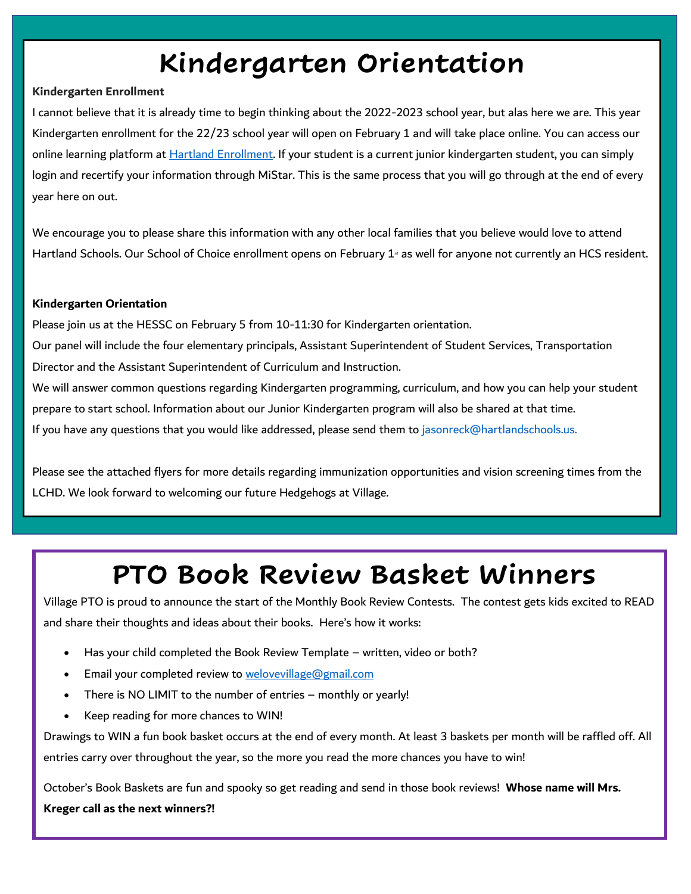# Kindergarten Orientation

**Kindergarten Enrollment**

I cannot believe that it is already time to begin thinking about the 2022-2023 school year, but alas here we are. This year Kindergarten enrollment for the 22/23 school year will open on February 1 and will take place online. You can access our online learning platform at Hartland Enrollment. If your student is a current junior kindergarten student, you can simply login and recertify your information through MiStar. This is the same process that you will go through at the end of every year here on out.

We encourage you to please share this information with any other local families that you believe would love to attend Hartland Schools. Our School of Choice enrollment opens on February 1st as well for anyone not currently an HCS resident.

**Kindergarten Orientation**

Please join us at the HESSC on February 5 from 10-11:30 for Kindergarten orientation.

Our panel will include the four elementary principals, Assistant Superintendent of Student Services, Transportation Director and the Assistant Superintendent of Curriculum and Instruction.

We will answer common questions regarding Kindergarten programming, curriculum, and how you can help your student prepare to start school. Information about our Junior Kindergarten program will also be shared at that time.

If you have any questions that you would like addressed, please send them to jasonreck@hartlandschools.us.

Please see the attached flyers for more details regarding immunization opportunities and vision screening times from the LCHD. We look forward to welcoming our future Hedgehogs at Village.

# PTO Book Review Basket Winners

Village PTO is proud to announce the start of the Monthly Book Review Contests. The contest gets kids excited to READ and share their thoughts and ideas about their books. Here's how it works:

- Has your child completed the Book Review Template – written, video or both?
- Email your completed review to welovevillage@gmail.com
- There is NO LIMIT to the number of entries – monthly or yearly!
- Keep reading for more chances to WIN!

Drawings to WIN a fun book basket occurs at the end of every month. At least 3 baskets per month will be raffled off. All entries carry over throughout the year, so the more you read the more chances you have to win!

October's Book Baskets are fun and spooky so get reading and send in those book reviews! **Whose name will Mrs. Kreger call as the next winners?!**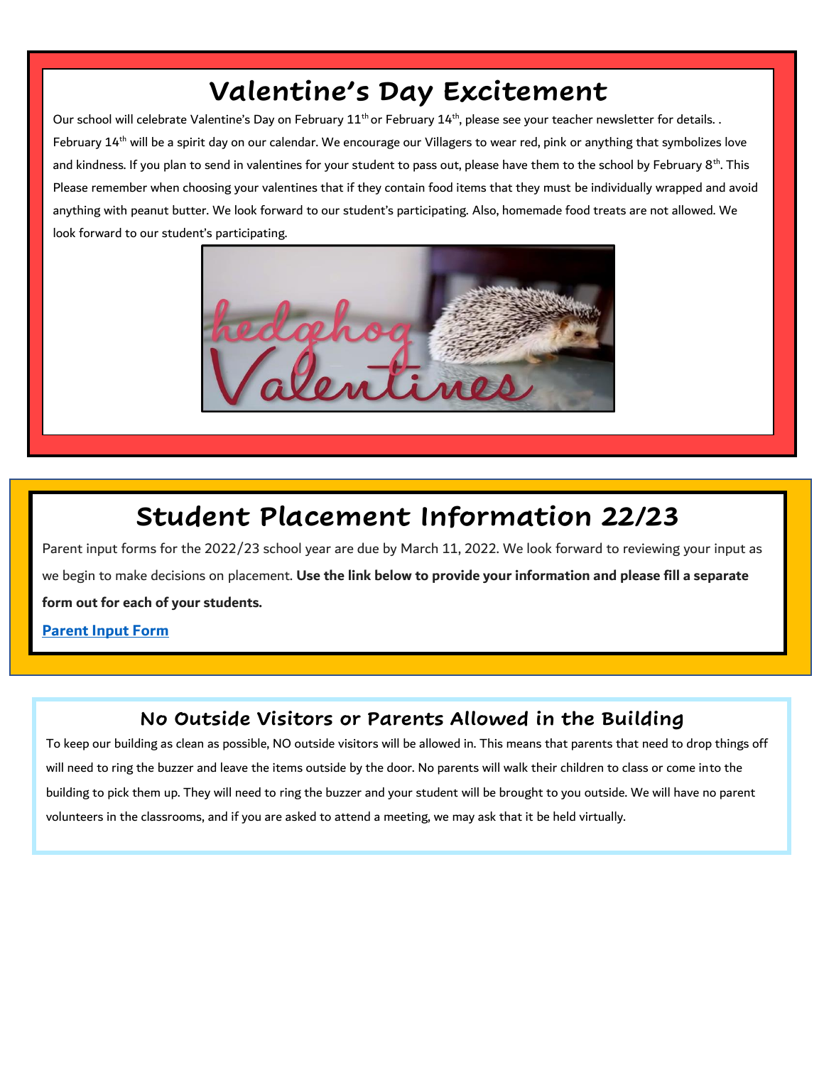# Valentine's Day Excitement

Our school will celebrate Valentine's Day on February 11th or February 14th, please see your teacher newsletter for details. . February 14th will be a spirit day on our calendar. We encourage our Villagers to wear red, pink or anything that symbolizes love and kindness. If you plan to send in valentines for your student to pass out, please have them to the school by February 8th. This Please remember when choosing your valentines that if they contain food items that they must be individually wrapped and avoid anything with peanut butter. We look forward to our student's participating. Also, homemade food treats are not allowed. We look forward to our student's participating.

# Student Placement Information 22/23

Parent input forms for the 2022/23 school year are due by March 11, 2022. We look forward to reviewing your input as we begin to make decisions on placement. **Use the link below to provide your information and please fill a separate form out for each of your students.**

**Parent Input Form**

## No Outside Visitors or Parents Allowed in the Building

To keep our building as clean as possible, NO outside visitors will be allowed in. This means that parents that need to drop things off will need to ring the buzzer and leave the items outside by the door. No parents will walk their children to class or come into the building to pick them up. They will need to ring the buzzer and your student will be brought to you outside. We will have no parent volunteers in the classrooms, and if you are asked to attend a meeting, we may ask that it be held virtually.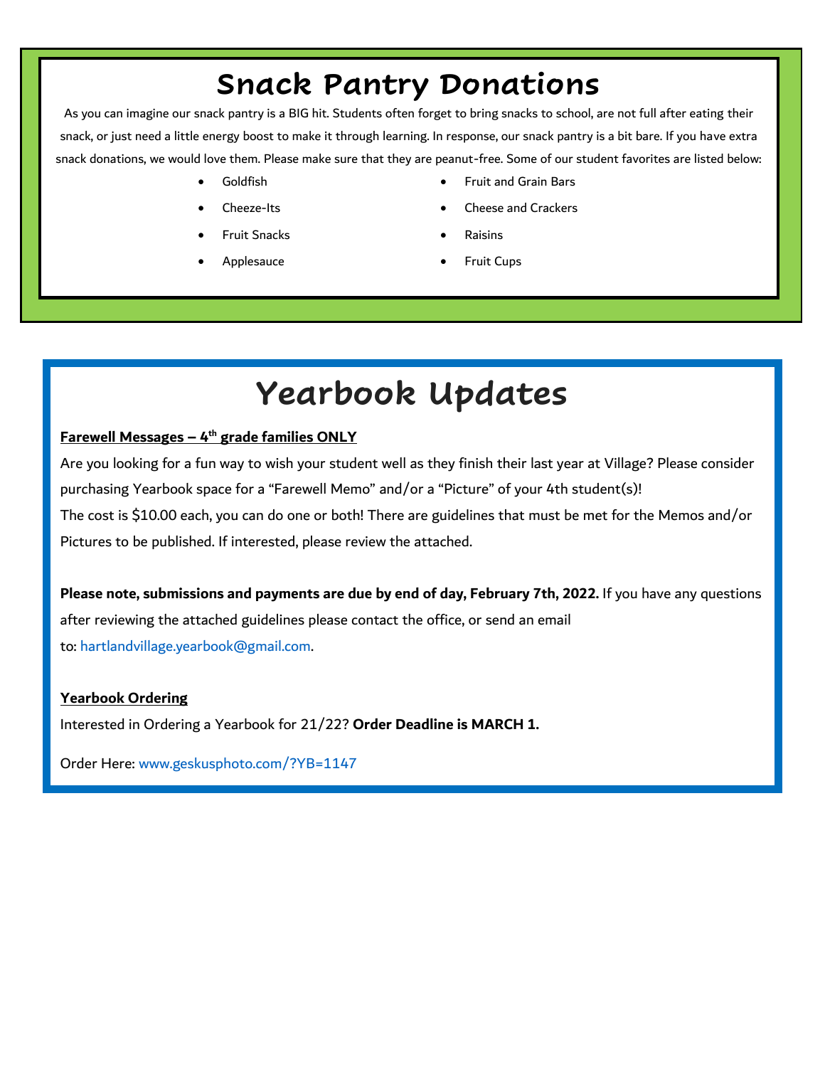# Snack Pantry Donations

As you can imagine our snack pantry is a BIG hit. Students often forget to bring snacks to school, are not full after eating their snack, or just need a little energy boost to make it through learning. In response, our snack pantry is a bit bare. If you have extra snack donations, we would love them. Please make sure that they are peanut-free. Some of our student favorites are listed below:

- Goldfish
- Cheeze-Its
- Fruit Snacks
- Applesauce
- Fruit and Grain Bars
- Cheese and Crackers
- Raisins
- Fruit Cups

# Yearbook Updates

**Farewell Messages – 4th grade families ONLY**

Are you looking for a fun way to wish your student well as they finish their last year at Village? Please consider purchasing Yearbook space for a "Farewell Memo" and/or a "Picture" of your 4th student(s)!
The cost is $10.00 each, you can do one or both! There are guidelines that must be met for the Memos and/or Pictures to be published. If interested, please review the attached.

**Please note, submissions and payments are due by end of day, February 7th, 2022.** If you have any questions after reviewing the attached guidelines please contact the office, or send an email to: hartlandvillage.yearbook@gmail.com.

**Yearbook Ordering**

Interested in Ordering a Yearbook for 21/22? **Order Deadline is MARCH 1.**

Order Here: www.geskusphoto.com/?YB=1147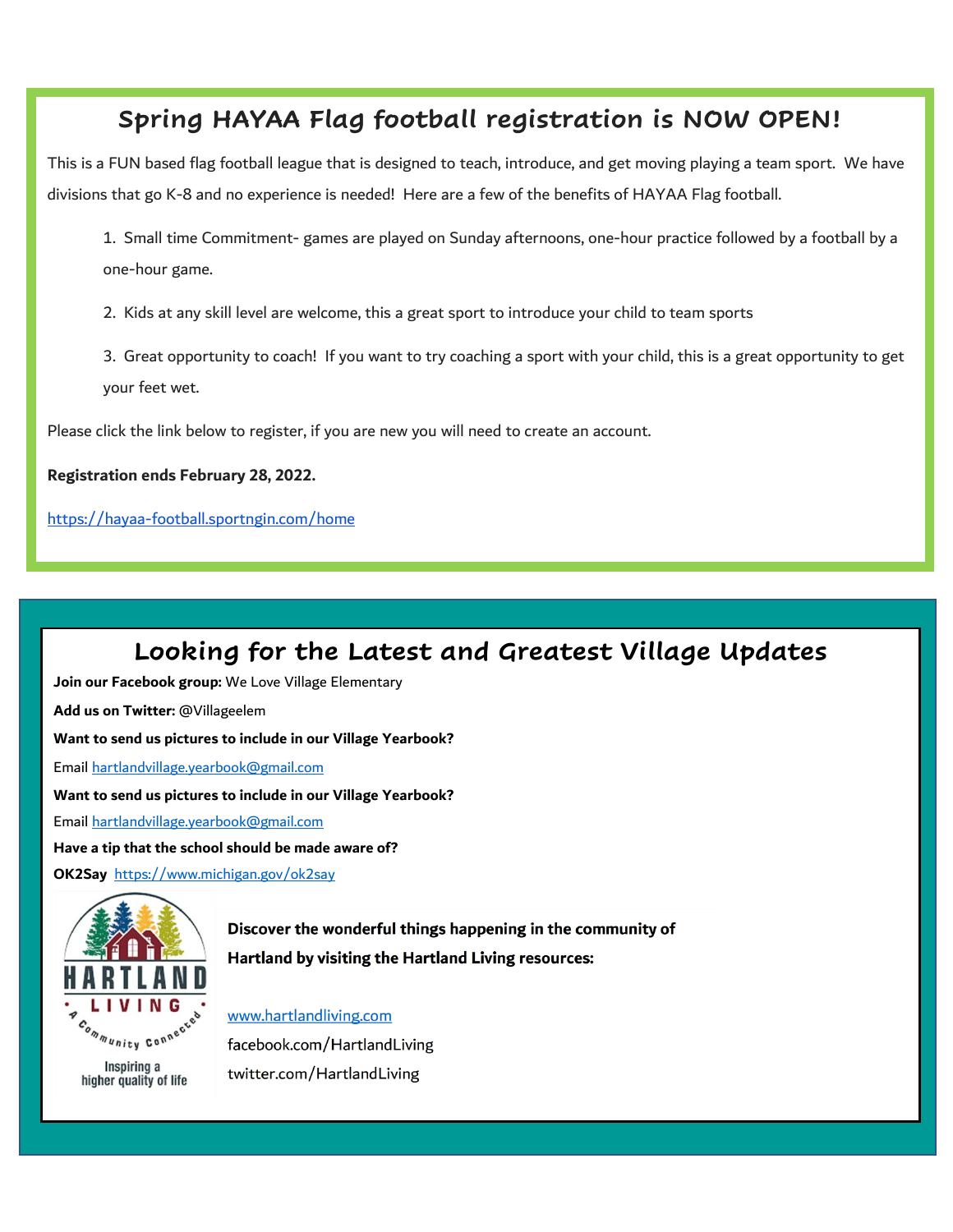## Spring HAYAA Flag football registration is NOW OPEN!

This is a FUN based flag football league that is designed to teach, introduce, and get moving playing a team sport. We have divisions that go K-8 and no experience is needed! Here are a few of the benefits of HAYAA Flag football.

1. Small time Commitment- games are played on Sunday afternoons, one-hour practice followed by a football by a one-hour game.
2. Kids at any skill level are welcome, this a great sport to introduce your child to team sports
3. Great opportunity to coach! If you want to try coaching a sport with your child, this is a great opportunity to get your feet wet.

Please click the link below to register, if you are new you will need to create an account.

**Registration ends February 28, 2022.**

https://hayaa-football.sportngin.com/home

## Looking for the Latest and Greatest Village Updates

**Join our Facebook group:** We Love Village Elementary

**Add us on Twitter:** @Villageelem

**Want to send us pictures to include in our Village Yearbook?**

Email hartlandvillage.yearbook@gmail.com

**Want to send us pictures to include in our Village Yearbook?**

Email hartlandvillage.yearbook@gmail.com

**Have a tip that the school should be made aware of?**

**OK2Say** https://www.michigan.gov/ok2say

HARTLAND LIVING
A Community Connected
Inspiring a higher quality of life

**Discover the wonderful things happening in the community of Hartland by visiting the Hartland Living resources:**

www.hartlandliving.com

facebook.com/HartlandLiving

twitter.com/HartlandLiving